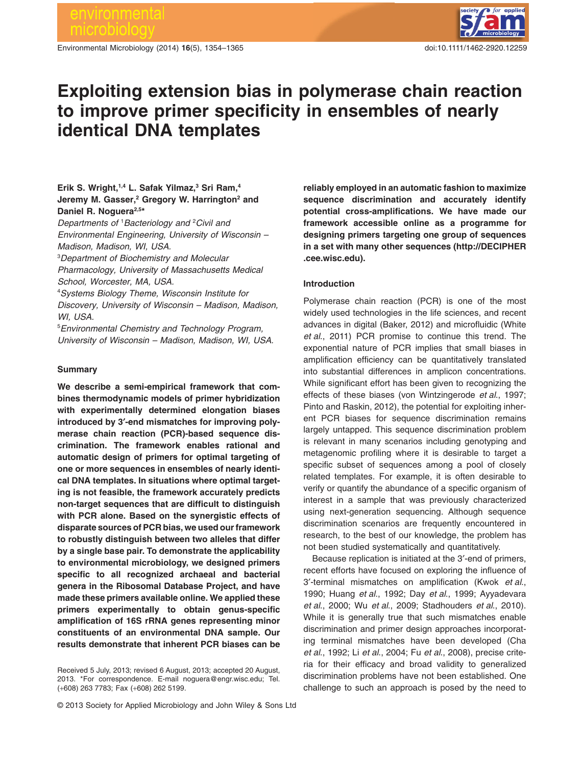# Exploiting extension bias in polymerase chain reaction to improve primer specificity in ensembles of nearly identical DNA templates

**Erik S. Wright,[1,4] L. Safak Yilmaz,[3] Sri Ram,[4] Jeremy M. Gasser,[2] Gregory W. Harrington[2] and Daniel R. Noguera[2,5]***

*Departments of [1]Bacteriology and [2]Civil and Environmental Engineering, University of Wisconsin – Madison, Madison, WI, USA.*
*[3]Department of Biochemistry and Molecular Pharmacology, University of Massachusetts Medical School, Worcester, MA, USA.*
*[4]Systems Biology Theme, Wisconsin Institute for Discovery, University of Wisconsin – Madison, Madison, WI, USA.*
*[5]Environmental Chemistry and Technology Program, University of Wisconsin – Madison, Madison, WI, USA.*

## Summary

**We describe a semi-empirical framework that combines thermodynamic models of primer hybridization with experimentally determined elongation biases introduced by 3′-end mismatches for improving polymerase chain reaction (PCR)-based sequence discrimination. The framework enables rational and automatic design of primers for optimal targeting of one or more sequences in ensembles of nearly identical DNA templates. In situations where optimal targeting is not feasible, the framework accurately predicts non-target sequences that are difficult to distinguish with PCR alone. Based on the synergistic effects of disparate sources of PCR bias, we used our framework to robustly distinguish between two alleles that differ by a single base pair. To demonstrate the applicability to environmental microbiology, we designed primers specific to all recognized archaeal and bacterial genera in the Ribosomal Database Project, and have made these primers available online. We applied these primers experimentally to obtain genus-specific amplification of 16S rRNA genes representing minor constituents of an environmental DNA sample. Our results demonstrate that inherent PCR biases can be reliably employed in an automatic fashion to maximize sequence discrimination and accurately identify potential cross-amplifications. We have made our framework accessible online as a programme for designing primers targeting one group of sequences in a set with many other sequences (http://DECIPHER.cee.wisc.edu).**

Received 5 July, 2013; revised 6 August, 2013; accepted 20 August, 2013. *For correspondence. E-mail noguera@engr.wisc.edu; Tel. (+608) 263 7783; Fax (+608) 262 5199.

## Introduction

Polymerase chain reaction (PCR) is one of the most widely used technologies in the life sciences, and recent advances in digital (Baker, 2012) and microfluidic (White *et al.*, 2011) PCR promise to continue this trend. The exponential nature of PCR implies that small biases in amplification efficiency can be quantitatively translated into substantial differences in amplicon concentrations. While significant effort has been given to recognizing the effects of these biases (von Wintzingerode *et al.*, 1997; Pinto and Raskin, 2012), the potential for exploiting inherent PCR biases for sequence discrimination remains largely untapped. This sequence discrimination problem is relevant in many scenarios including genotyping and metagenomic profiling where it is desirable to target a specific subset of sequences among a pool of closely related templates. For example, it is often desirable to verify or quantify the abundance of a specific organism of interest in a sample that was previously characterized using next-generation sequencing. Although sequence discrimination scenarios are frequently encountered in research, to the best of our knowledge, the problem has not been studied systematically and quantitatively.

Because replication is initiated at the 3′-end of primers, recent efforts have focused on exploring the influence of 3′-terminal mismatches on amplification (Kwok *et al.*, 1990; Huang *et al.*, 1992; Day *et al.*, 1999; Ayyadevara *et al.*, 2000; Wu *et al.*, 2009; Stadhouders *et al.*, 2010). While it is generally true that such mismatches enable discrimination and primer design approaches incorporating terminal mismatches have been developed (Cha *et al.*, 1992; Li *et al.*, 2004; Fu *et al.*, 2008), precise criteria for their efficacy and broad validity to generalized discrimination problems have not been established. One challenge to such an approach is posed by the need to

© 2013 Society for Applied Microbiology and John Wiley & Sons Ltd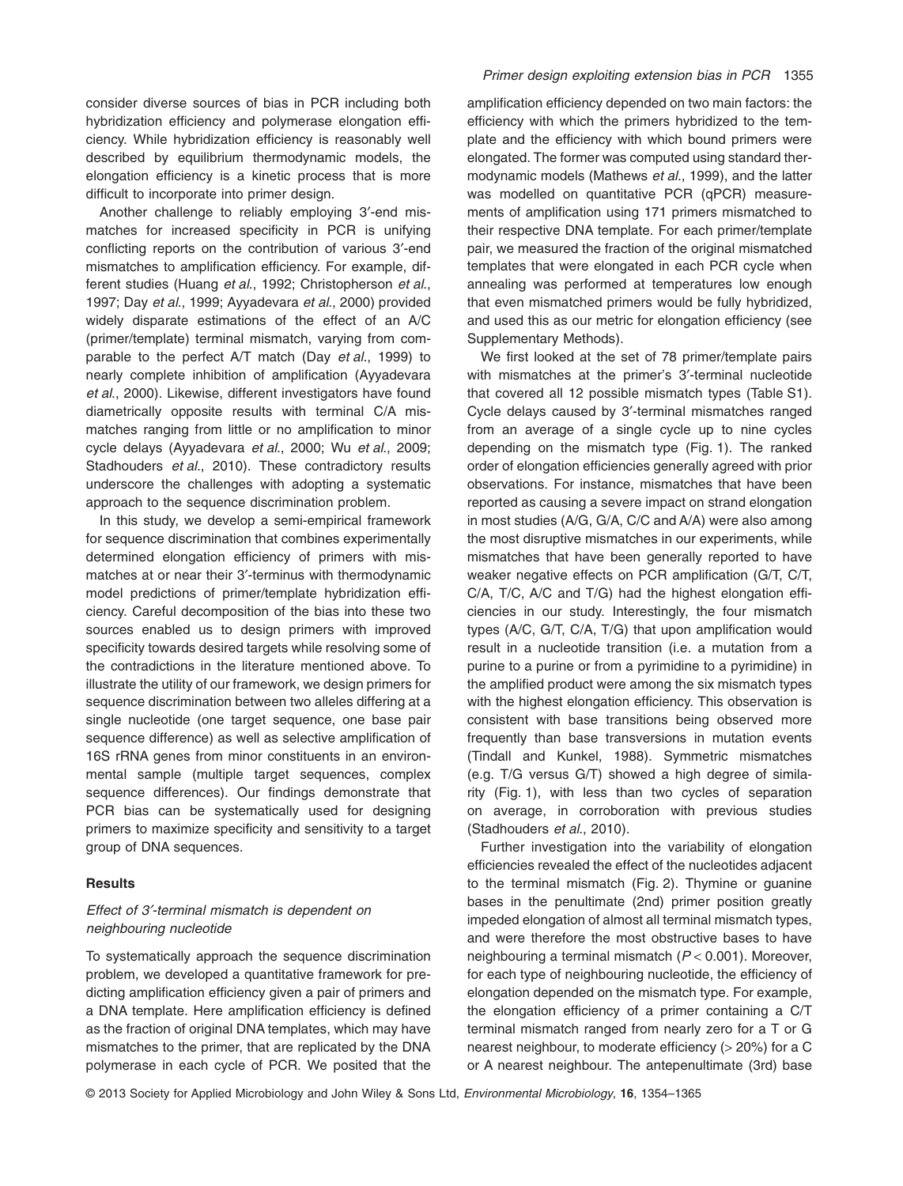consider diverse sources of bias in PCR including both hybridization efficiency and polymerase elongation efficiency. While hybridization efficiency is reasonably well described by equilibrium thermodynamic models, the elongation efficiency is a kinetic process that is more difficult to incorporate into primer design.

Another challenge to reliably employing 3′-end mismatches for increased specificity in PCR is unifying conflicting reports on the contribution of various 3′-end mismatches to amplification efficiency. For example, different studies (Huang *et al*., 1992; Christopherson *et al*., 1997; Day *et al*., 1999; Ayyadevara *et al*., 2000) provided widely disparate estimations of the effect of an A/C (primer/template) terminal mismatch, varying from comparable to the perfect A/T match (Day *et al*., 1999) to nearly complete inhibition of amplification (Ayyadevara *et al*., 2000). Likewise, different investigators have found diametrically opposite results with terminal C/A mismatches ranging from little or no amplification to minor cycle delays (Ayyadevara *et al*., 2000; Wu *et al*., 2009; Stadhouders *et al*., 2010). These contradictory results underscore the challenges with adopting a systematic approach to the sequence discrimination problem.

In this study, we develop a semi-empirical framework for sequence discrimination that combines experimentally determined elongation efficiency of primers with mismatches at or near their 3′-terminus with thermodynamic model predictions of primer/template hybridization efficiency. Careful decomposition of the bias into these two sources enabled us to design primers with improved specificity towards desired targets while resolving some of the contradictions in the literature mentioned above. To illustrate the utility of our framework, we design primers for sequence discrimination between two alleles differing at a single nucleotide (one target sequence, one base pair sequence difference) as well as selective amplification of 16S rRNA genes from minor constituents in an environmental sample (multiple target sequences, complex sequence differences). Our findings demonstrate that PCR bias can be systematically used for designing primers to maximize specificity and sensitivity to a target group of DNA sequences.

## Results

### *Effect of 3′-terminal mismatch is dependent on neighbouring nucleotide*

To systematically approach the sequence discrimination problem, we developed a quantitative framework for predicting amplification efficiency given a pair of primers and a DNA template. Here amplification efficiency is defined as the fraction of original DNA templates, which may have mismatches to the primer, that are replicated by the DNA polymerase in each cycle of PCR. We posited that the amplification efficiency depended on two main factors: the efficiency with which the primers hybridized to the template and the efficiency with which bound primers were elongated. The former was computed using standard thermodynamic models (Mathews *et al*., 1999), and the latter was modelled on quantitative PCR (qPCR) measurements of amplification using 171 primers mismatched to their respective DNA template. For each primer/template pair, we measured the fraction of the original mismatched templates that were elongated in each PCR cycle when annealing was performed at temperatures low enough that even mismatched primers would be fully hybridized, and used this as our metric for elongation efficiency (see Supplementary Methods).

We first looked at the set of 78 primer/template pairs with mismatches at the primer's 3′-terminal nucleotide that covered all 12 possible mismatch types (Table S1). Cycle delays caused by 3′-terminal mismatches ranged from an average of a single cycle up to nine cycles depending on the mismatch type (Fig. 1). The ranked order of elongation efficiencies generally agreed with prior observations. For instance, mismatches that have been reported as causing a severe impact on strand elongation in most studies (A/G, G/A, C/C and A/A) were also among the most disruptive mismatches in our experiments, while mismatches that have been generally reported to have weaker negative effects on PCR amplification (G/T, C/T, C/A, T/C, A/C and T/G) had the highest elongation efficiencies in our study. Interestingly, the four mismatch types (A/C, G/T, C/A, T/G) that upon amplification would result in a nucleotide transition (i.e. a mutation from a purine to a purine or from a pyrimidine to a pyrimidine) in the amplified product were among the six mismatch types with the highest elongation efficiency. This observation is consistent with base transitions being observed more frequently than base transversions in mutation events (Tindall and Kunkel, 1988). Symmetric mismatches (e.g. T/G versus G/T) showed a high degree of similarity (Fig. 1), with less than two cycles of separation on average, in corroboration with previous studies (Stadhouders *et al*., 2010).

Further investigation into the variability of elongation efficiencies revealed the effect of the nucleotides adjacent to the terminal mismatch (Fig. 2). Thymine or guanine bases in the penultimate (2nd) primer position greatly impeded elongation of almost all terminal mismatch types, and were therefore the most obstructive bases to have neighbouring a terminal mismatch ($P < 0.001$). Moreover, for each type of neighbouring nucleotide, the efficiency of elongation depended on the mismatch type. For example, the elongation efficiency of a primer containing a C/T terminal mismatch ranged from nearly zero for a T or G nearest neighbour, to moderate efficiency (> 20%) for a C or A nearest neighbour. The antepenultimate (3rd) base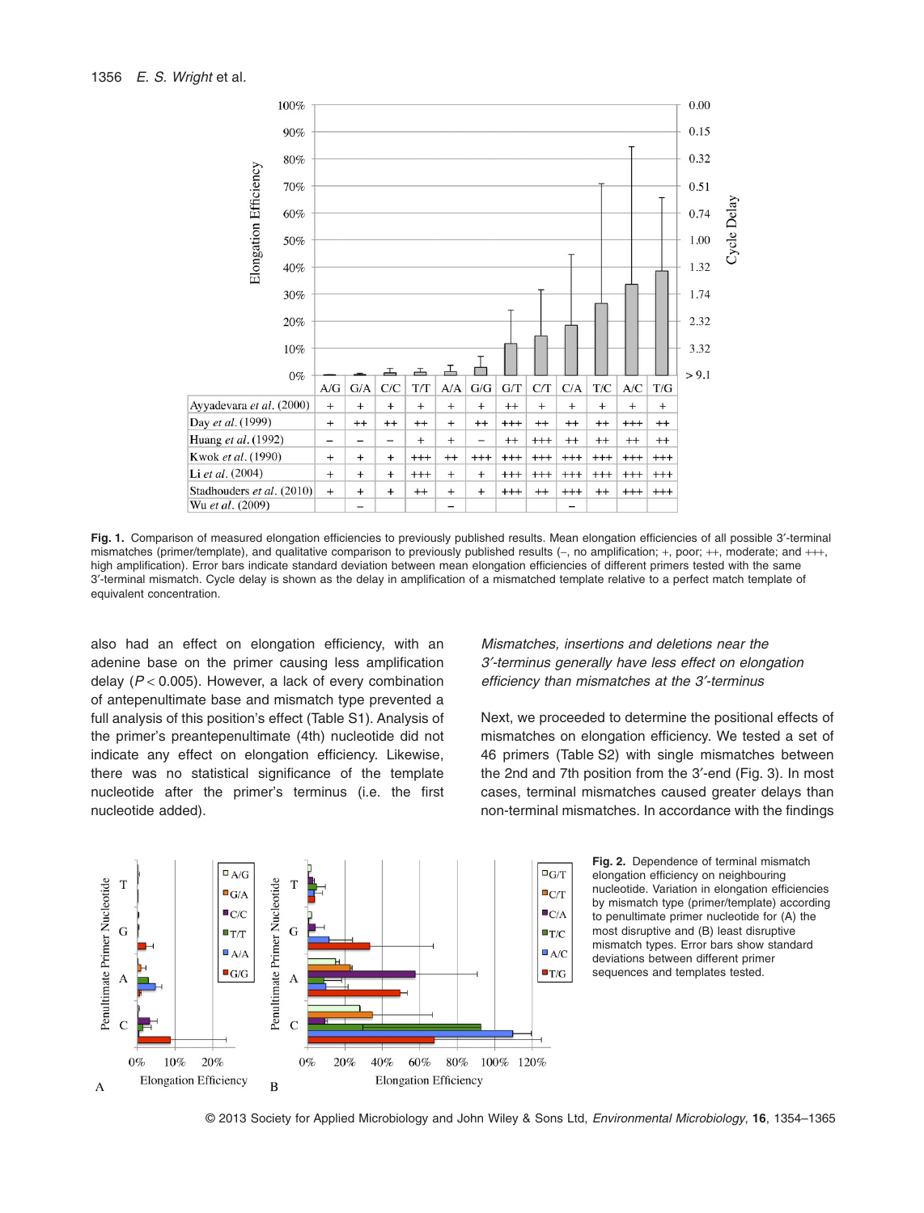| | A/G | G/A | C/C | T/T | A/A | G/G | G/T | C/T | C/A | T/C | A/C | T/G |
|---|---|---|---|---|---|---|---|---|---|---|---|---|
| Ayyadevara *et al.* (2000) | + | + | + | + | + | + | ++ | + | + | + | + | + |
| Day *et al.* (1999) | + | ++ | ++ | ++ | + | ++ | +++ | ++ | ++ | ++ | +++ | ++ |
| Huang *et al.* (1992) | – | – | – | + | + | – | ++ | +++ | ++ | ++ | ++ | ++ |
| Kwok *et al.* (1990) | + | + | + | +++ | ++ | +++ | +++ | +++ | +++ | +++ | +++ | +++ |
| Li *et al.* (2004) | + | + | + | +++ | + | + | +++ | +++ | +++ | +++ | +++ | +++ |
| Stadhouders *et al.* (2010) | + | + | + | ++ | + | + | +++ | ++ | +++ | ++ | +++ | +++ |
| Wu *et al.* (2009) | | – | | | – | | | | – | | | |

**Fig. 1.** Comparison of measured elongation efficiencies to previously published results. Mean elongation efficiencies of all possible 3′-terminal mismatches (primer/template), and qualitative comparison to previously published results (–, no amplification; +, poor; ++, moderate; and +++, high amplification). Error bars indicate standard deviation between mean elongation efficiencies of different primers tested with the same 3′-terminal mismatch. Cycle delay is shown as the delay in amplification of a mismatched template relative to a perfect match template of equivalent concentration.

also had an effect on elongation efficiency, with an adenine base on the primer causing less amplification delay ($P < 0.005$). However, a lack of every combination of antepenultimate base and mismatch type prevented a full analysis of this position's effect (Table S1). Analysis of the primer's preantepenultimate (4th) nucleotide did not indicate any effect on elongation efficiency. Likewise, there was no statistical significance of the template nucleotide after the primer's terminus (i.e. the first nucleotide added).

### *Mismatches, insertions and deletions near the 3′-terminus generally have less effect on elongation efficiency than mismatches at the 3′-terminus*

Next, we proceeded to determine the positional effects of mismatches on elongation efficiency. We tested a set of 46 primers (Table S2) with single mismatches between the 2nd and 7th position from the 3′-end (Fig. 3). In most cases, terminal mismatches caused greater delays than non-terminal mismatches. In accordance with the findings

**Fig. 2.** Dependence of terminal mismatch elongation efficiency on neighbouring nucleotide. Variation in elongation efficiencies by mismatch type (primer/template) according to penultimate primer nucleotide for (A) the most disruptive and (B) least disruptive mismatch types. Error bars show standard deviations between different primer sequences and templates tested.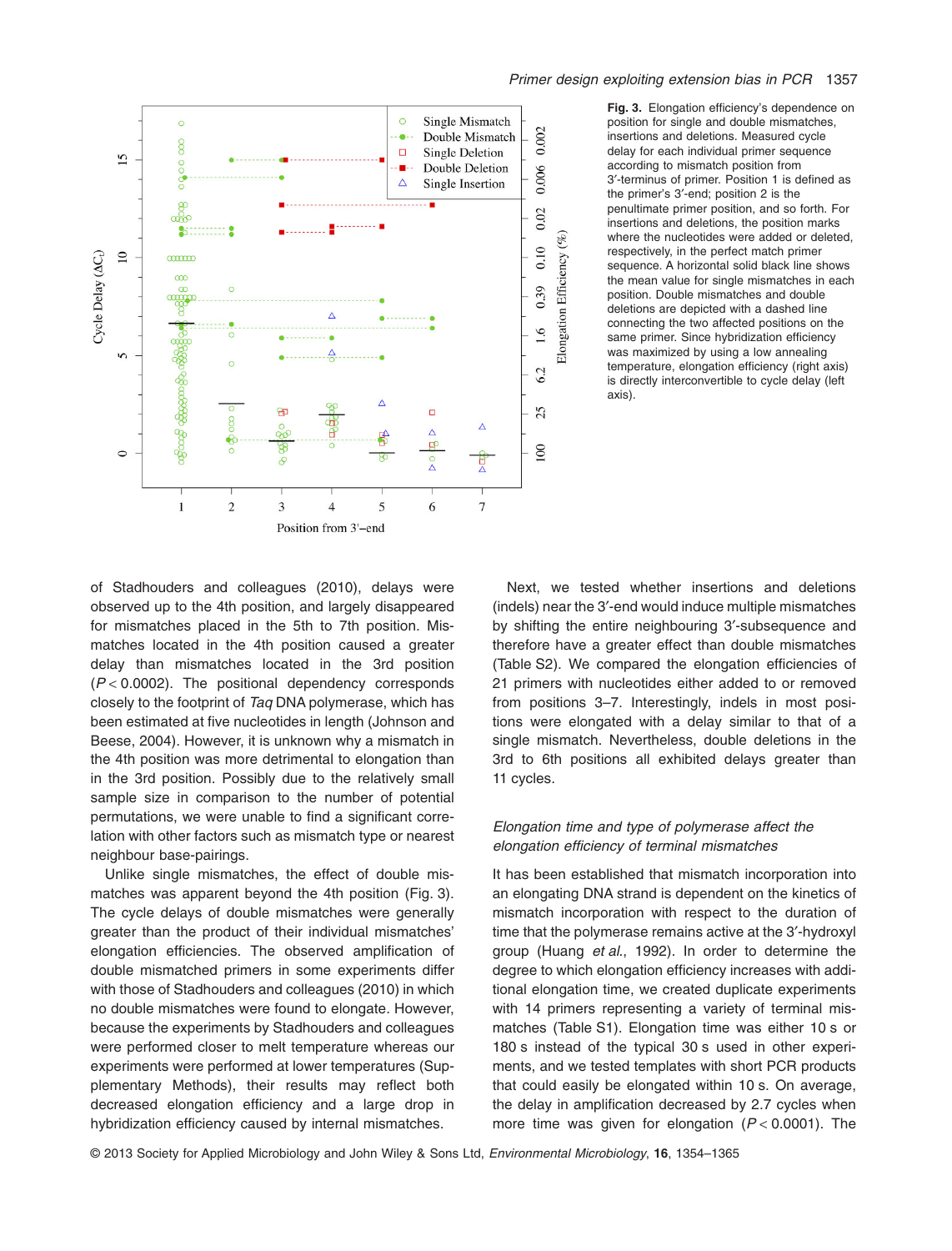**Fig. 3.** Elongation efficiency's dependence on position for single and double mismatches, insertions and deletions. Measured cycle delay for each individual primer sequence according to mismatch position from 3′-terminus of primer. Position 1 is defined as the primer's 3′-end; position 2 is the penultimate primer position, and so forth. For insertions and deletions, the position marks where the nucleotides were added or deleted, respectively, in the perfect match primer sequence. A horizontal solid black line shows the mean value for single mismatches in each position. Double mismatches and double deletions are depicted with a dashed line connecting the two affected positions on the same primer. Since hybridization efficiency was maximized by using a low annealing temperature, elongation efficiency (right axis) is directly interconvertible to cycle delay (left axis).

of Stadhouders and colleagues (2010), delays were observed up to the 4th position, and largely disappeared for mismatches placed in the 5th to 7th position. Mismatches located in the 4th position caused a greater delay than mismatches located in the 3rd position ($P < 0.0002$). The positional dependency corresponds closely to the footprint of *Taq* DNA polymerase, which has been estimated at five nucleotides in length (Johnson and Beese, 2004). However, it is unknown why a mismatch in the 4th position was more detrimental to elongation than in the 3rd position. Possibly due to the relatively small sample size in comparison to the number of potential permutations, we were unable to find a significant correlation with other factors such as mismatch type or nearest neighbour base-pairings.

Unlike single mismatches, the effect of double mismatches was apparent beyond the 4th position (Fig. 3). The cycle delays of double mismatches were generally greater than the product of their individual mismatches' elongation efficiencies. The observed amplification of double mismatched primers in some experiments differ with those of Stadhouders and colleagues (2010) in which no double mismatches were found to elongate. However, because the experiments by Stadhouders and colleagues were performed closer to melt temperature whereas our experiments were performed at lower temperatures (Supplementary Methods), their results may reflect both decreased elongation efficiency and a large drop in hybridization efficiency caused by internal mismatches.

Next, we tested whether insertions and deletions (indels) near the 3′-end would induce multiple mismatches by shifting the entire neighbouring 3′-subsequence and therefore have a greater effect than double mismatches (Table S2). We compared the elongation efficiencies of 21 primers with nucleotides either added to or removed from positions 3–7. Interestingly, indels in most positions were elongated with a delay similar to that of a single mismatch. Nevertheless, double deletions in the 3rd to 6th positions all exhibited delays greater than 11 cycles.

### *Elongation time and type of polymerase affect the elongation efficiency of terminal mismatches*

It has been established that mismatch incorporation into an elongating DNA strand is dependent on the kinetics of mismatch incorporation with respect to the duration of time that the polymerase remains active at the 3′-hydroxyl group (Huang *et al*., 1992). In order to determine the degree to which elongation efficiency increases with additional elongation time, we created duplicate experiments with 14 primers representing a variety of terminal mismatches (Table S1). Elongation time was either 10 s or 180 s instead of the typical 30 s used in other experiments, and we tested templates with short PCR products that could easily be elongated within 10 s. On average, the delay in amplification decreased by 2.7 cycles when more time was given for elongation ($P < 0.0001$). The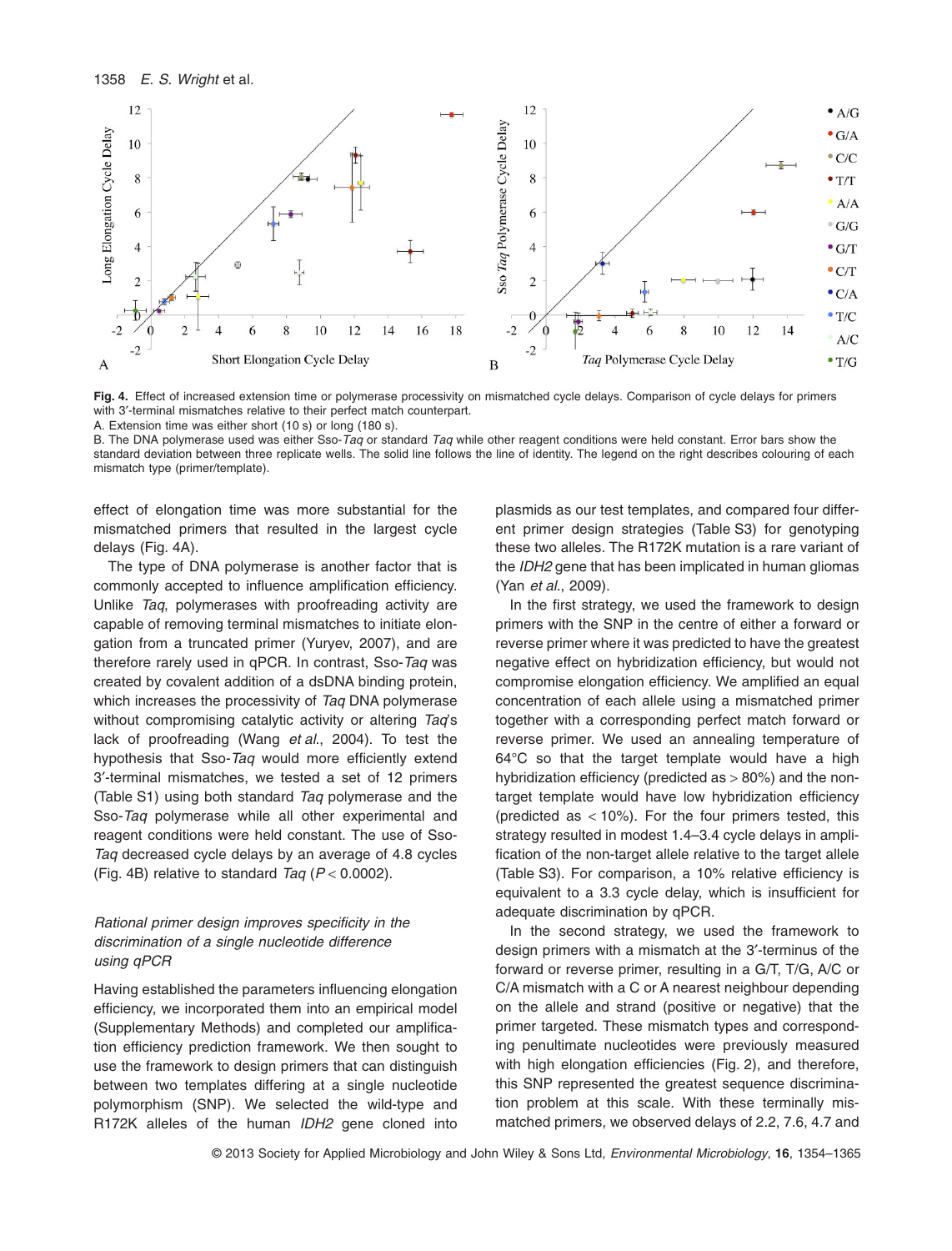**Fig. 4.** Effect of increased extension time or polymerase processivity on mismatched cycle delays. Comparison of cycle delays for primers with 3′-terminal mismatches relative to their perfect match counterpart.

A. Extension time was either short (10 s) or long (180 s).

B. The DNA polymerase used was either Sso-*Taq* or standard *Taq* while other reagent conditions were held constant. Error bars show the standard deviation between three replicate wells. The solid line follows the line of identity. The legend on the right describes colouring of each mismatch type (primer/template).

effect of elongation time was more substantial for the mismatched primers that resulted in the largest cycle delays (Fig. 4A).

The type of DNA polymerase is another factor that is commonly accepted to influence amplification efficiency. Unlike *Taq*, polymerases with proofreading activity are capable of removing terminal mismatches to initiate elongation from a truncated primer (Yuryev, 2007), and are therefore rarely used in qPCR. In contrast, Sso-*Taq* was created by covalent addition of a dsDNA binding protein, which increases the processivity of *Taq* DNA polymerase without compromising catalytic activity or altering *Taq*'s lack of proofreading (Wang *et al.*, 2004). To test the hypothesis that Sso-*Taq* would more efficiently extend 3′-terminal mismatches, we tested a set of 12 primers (Table S1) using both standard *Taq* polymerase and the Sso-*Taq* polymerase while all other experimental and reagent conditions were held constant. The use of Sso-*Taq* decreased cycle delays by an average of 4.8 cycles (Fig. 4B) relative to standard *Taq* ($P < 0.0002$).

### *Rational primer design improves specificity in the discrimination of a single nucleotide difference using qPCR*

Having established the parameters influencing elongation efficiency, we incorporated them into an empirical model (Supplementary Methods) and completed our amplification efficiency prediction framework. We then sought to use the framework to design primers that can distinguish between two templates differing at a single nucleotide polymorphism (SNP). We selected the wild-type and R172K alleles of the human *IDH2* gene cloned into plasmids as our test templates, and compared four different primer design strategies (Table S3) for genotyping these two alleles. The R172K mutation is a rare variant of the *IDH2* gene that has been implicated in human gliomas (Yan *et al.*, 2009).

In the first strategy, we used the framework to design primers with the SNP in the centre of either a forward or reverse primer where it was predicted to have the greatest negative effect on hybridization efficiency, but would not compromise elongation efficiency. We amplified an equal concentration of each allele using a mismatched primer together with a corresponding perfect match forward or reverse primer. We used an annealing temperature of 64°C so that the target template would have a high hybridization efficiency (predicted as > 80%) and the non-target template would have low hybridization efficiency (predicted as < 10%). For the four primers tested, this strategy resulted in modest 1.4–3.4 cycle delays in amplification of the non-target allele relative to the target allele (Table S3). For comparison, a 10% relative efficiency is equivalent to a 3.3 cycle delay, which is insufficient for adequate discrimination by qPCR.

In the second strategy, we used the framework to design primers with a mismatch at the 3′-terminus of the forward or reverse primer, resulting in a G/T, T/G, A/C or C/A mismatch with a C or A nearest neighbour depending on the allele and strand (positive or negative) that the primer targeted. These mismatch types and corresponding penultimate nucleotides were previously measured with high elongation efficiencies (Fig. 2), and therefore, this SNP represented the greatest sequence discrimination problem at this scale. With these terminally mismatched primers, we observed delays of 2.2, 7.6, 4.7 and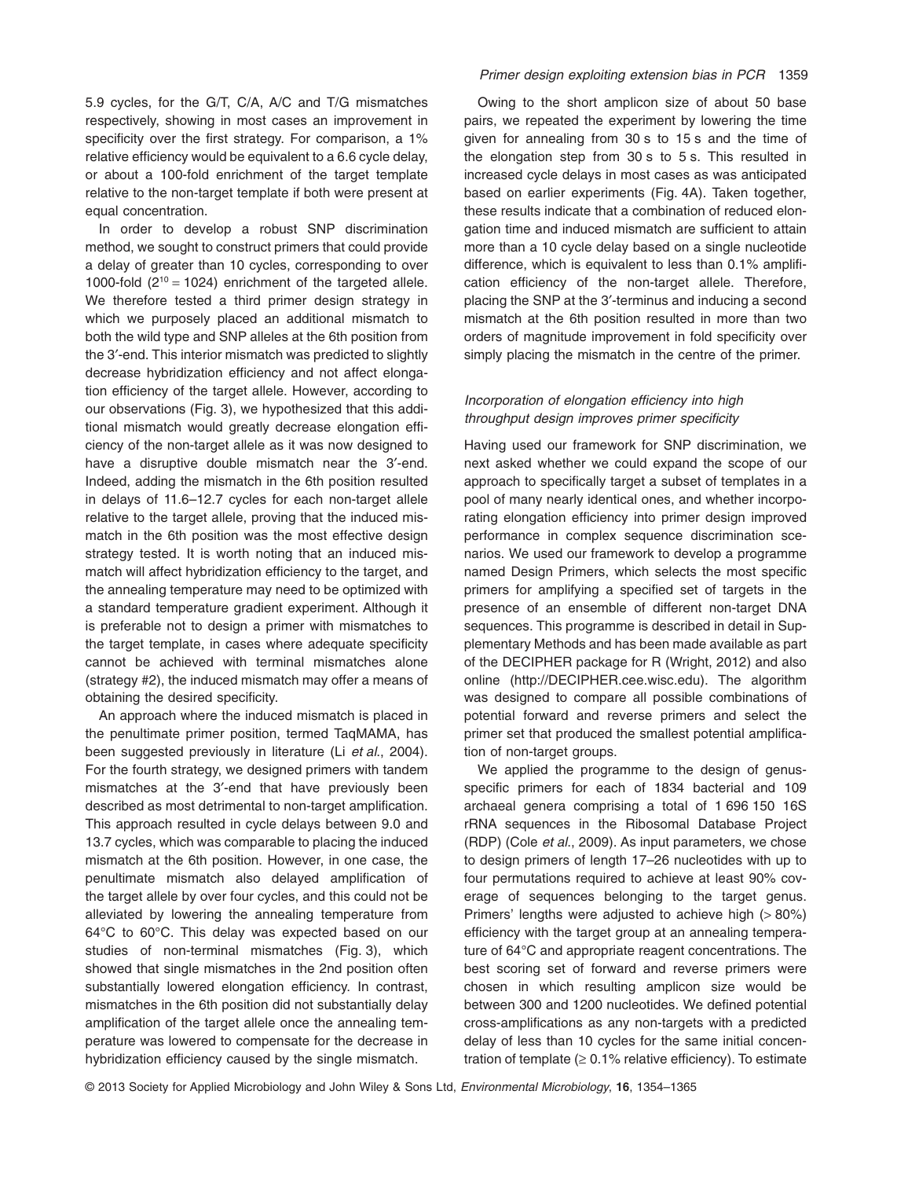5.9 cycles, for the G/T, C/A, A/C and T/G mismatches respectively, showing in most cases an improvement in specificity over the first strategy. For comparison, a 1% relative efficiency would be equivalent to a 6.6 cycle delay, or about a 100-fold enrichment of the target template relative to the non-target template if both were present at equal concentration.

In order to develop a robust SNP discrimination method, we sought to construct primers that could provide a delay of greater than 10 cycles, corresponding to over 1000-fold ($2^{10} = 1024$) enrichment of the targeted allele. We therefore tested a third primer design strategy in which we purposely placed an additional mismatch to both the wild type and SNP alleles at the 6th position from the 3′-end. This interior mismatch was predicted to slightly decrease hybridization efficiency and not affect elongation efficiency of the target allele. However, according to our observations (Fig. 3), we hypothesized that this additional mismatch would greatly decrease elongation efficiency of the non-target allele as it was now designed to have a disruptive double mismatch near the 3′-end. Indeed, adding the mismatch in the 6th position resulted in delays of 11.6–12.7 cycles for each non-target allele relative to the target allele, proving that the induced mismatch in the 6th position was the most effective design strategy tested. It is worth noting that an induced mismatch will affect hybridization efficiency to the target, and the annealing temperature may need to be optimized with a standard temperature gradient experiment. Although it is preferable not to design a primer with mismatches to the target template, in cases where adequate specificity cannot be achieved with terminal mismatches alone (strategy #2), the induced mismatch may offer a means of obtaining the desired specificity.

An approach where the induced mismatch is placed in the penultimate primer position, termed TaqMAMA, has been suggested previously in literature (Li *et al*., 2004). For the fourth strategy, we designed primers with tandem mismatches at the 3′-end that have previously been described as most detrimental to non-target amplification. This approach resulted in cycle delays between 9.0 and 13.7 cycles, which was comparable to placing the induced mismatch at the 6th position. However, in one case, the penultimate mismatch also delayed amplification of the target allele by over four cycles, and this could not be alleviated by lowering the annealing temperature from 64°C to 60°C. This delay was expected based on our studies of non-terminal mismatches (Fig. 3), which showed that single mismatches in the 2nd position often substantially lowered elongation efficiency. In contrast, mismatches in the 6th position did not substantially delay amplification of the target allele once the annealing temperature was lowered to compensate for the decrease in hybridization efficiency caused by the single mismatch.

Owing to the short amplicon size of about 50 base pairs, we repeated the experiment by lowering the time given for annealing from 30 s to 15 s and the time of the elongation step from 30 s to 5 s. This resulted in increased cycle delays in most cases as was anticipated based on earlier experiments (Fig. 4A). Taken together, these results indicate that a combination of reduced elongation time and induced mismatch are sufficient to attain more than a 10 cycle delay based on a single nucleotide difference, which is equivalent to less than 0.1% amplification efficiency of the non-target allele. Therefore, placing the SNP at the 3′-terminus and inducing a second mismatch at the 6th position resulted in more than two orders of magnitude improvement in fold specificity over simply placing the mismatch in the centre of the primer.

### *Incorporation of elongation efficiency into high throughput design improves primer specificity*

Having used our framework for SNP discrimination, we next asked whether we could expand the scope of our approach to specifically target a subset of templates in a pool of many nearly identical ones, and whether incorporating elongation efficiency into primer design improved performance in complex sequence discrimination scenarios. We used our framework to develop a programme named Design Primers, which selects the most specific primers for amplifying a specified set of targets in the presence of an ensemble of different non-target DNA sequences. This programme is described in detail in Supplementary Methods and has been made available as part of the DECIPHER package for R (Wright, 2012) and also online (http://DECIPHER.cee.wisc.edu). The algorithm was designed to compare all possible combinations of potential forward and reverse primers and select the primer set that produced the smallest potential amplification of non-target groups.

We applied the programme to the design of genus-specific primers for each of 1834 bacterial and 109 archaeal genera comprising a total of 1 696 150 16S rRNA sequences in the Ribosomal Database Project (RDP) (Cole *et al*., 2009). As input parameters, we chose to design primers of length 17–26 nucleotides with up to four permutations required to achieve at least 90% coverage of sequences belonging to the target genus. Primers' lengths were adjusted to achieve high (> 80%) efficiency with the target group at an annealing temperature of 64°C and appropriate reagent concentrations. The best scoring set of forward and reverse primers were chosen in which resulting amplicon size would be between 300 and 1200 nucleotides. We defined potential cross-amplifications as any non-targets with a predicted delay of less than 10 cycles for the same initial concentration of template (≥ 0.1% relative efficiency). To estimate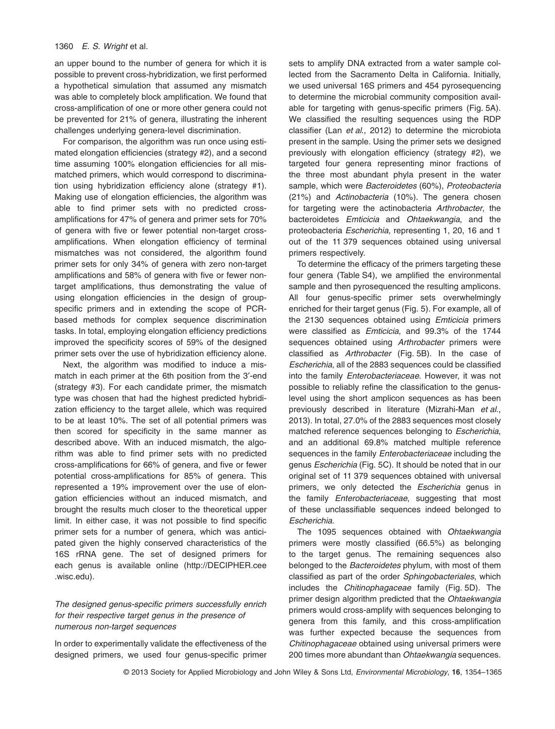an upper bound to the number of genera for which it is possible to prevent cross-hybridization, we first performed a hypothetical simulation that assumed any mismatch was able to completely block amplification. We found that cross-amplification of one or more other genera could not be prevented for 21% of genera, illustrating the inherent challenges underlying genera-level discrimination.

For comparison, the algorithm was run once using estimated elongation efficiencies (strategy #2), and a second time assuming 100% elongation efficiencies for all mismatched primers, which would correspond to discrimination using hybridization efficiency alone (strategy #1). Making use of elongation efficiencies, the algorithm was able to find primer sets with no predicted cross-amplifications for 47% of genera and primer sets for 70% of genera with five or fewer potential non-target cross-amplifications. When elongation efficiency of terminal mismatches was not considered, the algorithm found primer sets for only 34% of genera with zero non-target amplifications and 58% of genera with five or fewer non-target amplifications, thus demonstrating the value of using elongation efficiencies in the design of group-specific primers and in extending the scope of PCR-based methods for complex sequence discrimination tasks. In total, employing elongation efficiency predictions improved the specificity scores of 59% of the designed primer sets over the use of hybridization efficiency alone.

Next, the algorithm was modified to induce a mismatch in each primer at the 6th position from the 3′-end (strategy #3). For each candidate primer, the mismatch type was chosen that had the highest predicted hybridization efficiency to the target allele, which was required to be at least 10%. The set of all potential primers was then scored for specificity in the same manner as described above. With an induced mismatch, the algorithm was able to find primer sets with no predicted cross-amplifications for 66% of genera, and five or fewer potential cross-amplifications for 85% of genera. This represented a 19% improvement over the use of elongation efficiencies without an induced mismatch, and brought the results much closer to the theoretical upper limit. In either case, it was not possible to find specific primer sets for a number of genera, which was anticipated given the highly conserved characteristics of the 16S rRNA gene. The set of designed primers for each genus is available online (http://DECIPHER.cee.wisc.edu).

### *The designed genus-specific primers successfully enrich for their respective target genus in the presence of numerous non-target sequences*

In order to experimentally validate the effectiveness of the designed primers, we used four genus-specific primer sets to amplify DNA extracted from a water sample collected from the Sacramento Delta in California. Initially, we used universal 16S primers and 454 pyrosequencing to determine the microbial community composition available for targeting with genus-specific primers (Fig. 5A). We classified the resulting sequences using the RDP classifier (Lan *et al*., 2012) to determine the microbiota present in the sample. Using the primer sets we designed previously with elongation efficiency (strategy #2), we targeted four genera representing minor fractions of the three most abundant phyla present in the water sample, which were *Bacteroidetes* (60%), *Proteobacteria* (21%) and *Actinobacteria* (10%). The genera chosen for targeting were the actinobacteria *Arthrobacter*, the bacteroidetes *Emticicia* and *Ohtaekwangia*, and the proteobacteria *Escherichia*, representing 1, 20, 16 and 1 out of the 11 379 sequences obtained using universal primers respectively.

To determine the efficacy of the primers targeting these four genera (Table S4), we amplified the environmental sample and then pyrosequenced the resulting amplicons. All four genus-specific primer sets overwhelmingly enriched for their target genus (Fig. 5). For example, all of the 2130 sequences obtained using *Emticicia* primers were classified as *Emticicia*, and 99.3% of the 1744 sequences obtained using *Arthrobacter* primers were classified as *Arthrobacter* (Fig. 5B). In the case of *Escherichia*, all of the 2883 sequences could be classified into the family *Enterobacteriaceae*. However, it was not possible to reliably refine the classification to the genus-level using the short amplicon sequences as has been previously described in literature (Mizrahi-Man *et al*., 2013). In total, 27.0% of the 2883 sequences most closely matched reference sequences belonging to *Escherichia*, and an additional 69.8% matched multiple reference sequences in the family *Enterobacteriaceae* including the genus *Escherichia* (Fig. 5C). It should be noted that in our original set of 11 379 sequences obtained with universal primers, we only detected the *Escherichia* genus in the family *Enterobacteriaceae*, suggesting that most of these unclassifiable sequences indeed belonged to *Escherichia*.

The 1095 sequences obtained with *Ohtaekwangia* primers were mostly classified (66.5%) as belonging to the target genus. The remaining sequences also belonged to the *Bacteroidetes* phylum, with most of them classified as part of the order *Sphingobacteriales*, which includes the *Chitinophagaceae* family (Fig. 5D). The primer design algorithm predicted that the *Ohtaekwangia* primers would cross-amplify with sequences belonging to genera from this family, and this cross-amplification was further expected because the sequences from *Chitinophagaceae* obtained using universal primers were 200 times more abundant than *Ohtaekwangia* sequences.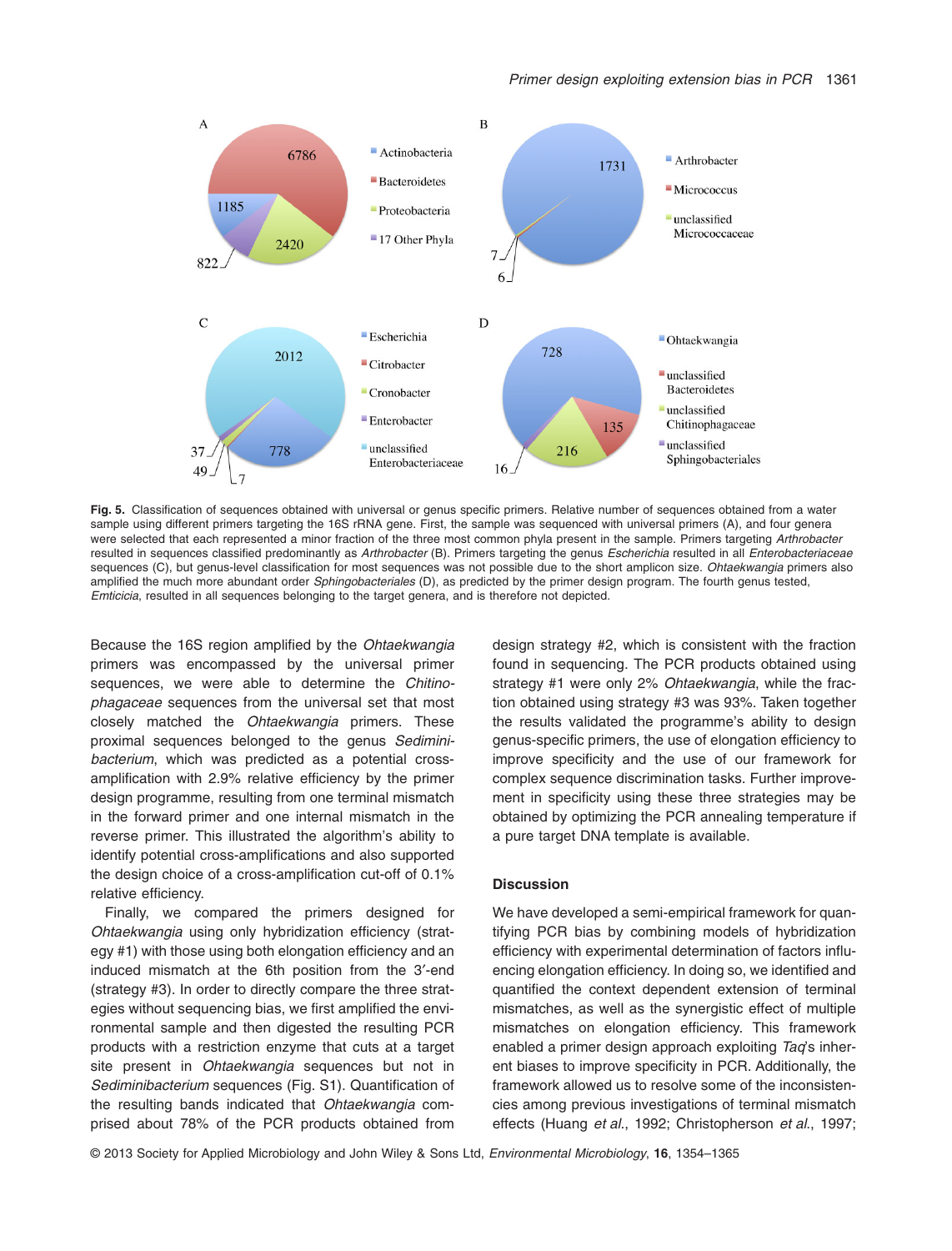**Fig. 5.** Classification of sequences obtained with universal or genus specific primers. Relative number of sequences obtained from a water sample using different primers targeting the 16S rRNA gene. First, the sample was sequenced with universal primers (A), and four genera were selected that each represented a minor fraction of the three most common phyla present in the sample. Primers targeting *Arthrobacter* resulted in sequences classified predominantly as *Arthrobacter* (B). Primers targeting the genus *Escherichia* resulted in all *Enterobacteriaceae* sequences (C), but genus-level classification for most sequences was not possible due to the short amplicon size. *Ohtaekwangia* primers also amplified the much more abundant order *Sphingobacteriales* (D), as predicted by the primer design program. The fourth genus tested, *Emticicia*, resulted in all sequences belonging to the target genera, and is therefore not depicted.

Because the 16S region amplified by the *Ohtaekwangia* primers was encompassed by the universal primer sequences, we were able to determine the *Chitinophagaceae* sequences from the universal set that most closely matched the *Ohtaekwangia* primers. These proximal sequences belonged to the genus *Sediminibacterium*, which was predicted as a potential cross-amplification with 2.9% relative efficiency by the primer design programme, resulting from one terminal mismatch in the forward primer and one internal mismatch in the reverse primer. This illustrated the algorithm's ability to identify potential cross-amplifications and also supported the design choice of a cross-amplification cut-off of 0.1% relative efficiency.

Finally, we compared the primers designed for *Ohtaekwangia* using only hybridization efficiency (strategy #1) with those using both elongation efficiency and an induced mismatch at the 6th position from the 3′-end (strategy #3). In order to directly compare the three strategies without sequencing bias, we first amplified the environmental sample and then digested the resulting PCR products with a restriction enzyme that cuts at a target site present in *Ohtaekwangia* sequences but not in *Sediminibacterium* sequences (Fig. S1). Quantification of the resulting bands indicated that *Ohtaekwangia* comprised about 78% of the PCR products obtained from design strategy #2, which is consistent with the fraction found in sequencing. The PCR products obtained using strategy #1 were only 2% *Ohtaekwangia*, while the fraction obtained using strategy #3 was 93%. Taken together the results validated the programme's ability to design genus-specific primers, the use of elongation efficiency to improve specificity and the use of our framework for complex sequence discrimination tasks. Further improvement in specificity using these three strategies may be obtained by optimizing the PCR annealing temperature if a pure target DNA template is available.

## Discussion

We have developed a semi-empirical framework for quantifying PCR bias by combining models of hybridization efficiency with experimental determination of factors influencing elongation efficiency. In doing so, we identified and quantified the context dependent extension of terminal mismatches, as well as the synergistic effect of multiple mismatches on elongation efficiency. This framework enabled a primer design approach exploiting *Taq*'s inherent biases to improve specificity in PCR. Additionally, the framework allowed us to resolve some of the inconsistencies among previous investigations of terminal mismatch effects (Huang *et al.*, 1992; Christopherson *et al.*, 1997;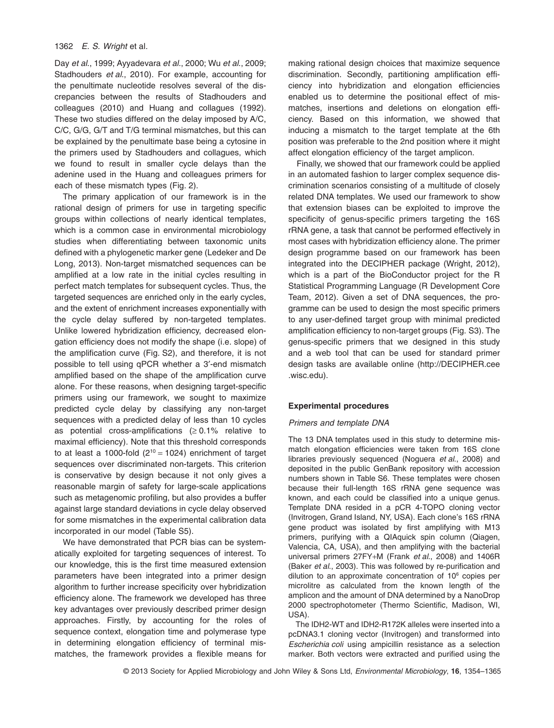Day *et al.*, 1999; Ayyadevara *et al.*, 2000; Wu *et al.*, 2009; Stadhouders *et al.*, 2010). For example, accounting for the penultimate nucleotide resolves several of the discrepancies between the results of Stadhouders and colleagues (2010) and Huang and collagues (1992). These two studies differed on the delay imposed by A/C, C/C, G/G, G/T and T/G terminal mismatches, but this can be explained by the penultimate base being a cytosine in the primers used by Stadhouders and collagues, which we found to result in smaller cycle delays than the adenine used in the Huang and colleagues primers for each of these mismatch types (Fig. 2).

The primary application of our framework is in the rational design of primers for use in targeting specific groups within collections of nearly identical templates, which is a common case in environmental microbiology studies when differentiating between taxonomic units defined with a phylogenetic marker gene (Ledeker and De Long, 2013). Non-target mismatched sequences can be amplified at a low rate in the initial cycles resulting in perfect match templates for subsequent cycles. Thus, the targeted sequences are enriched only in the early cycles, and the extent of enrichment increases exponentially with the cycle delay suffered by non-targeted templates. Unlike lowered hybridization efficiency, decreased elongation efficiency does not modify the shape (i.e. slope) of the amplification curve (Fig. S2), and therefore, it is not possible to tell using qPCR whether a 3′-end mismatch amplified based on the shape of the amplification curve alone. For these reasons, when designing target-specific primers using our framework, we sought to maximize predicted cycle delay by classifying any non-target sequences with a predicted delay of less than 10 cycles as potential cross-amplifications ($\geq 0.1\%$ relative to maximal efficiency). Note that this threshold corresponds to at least a 1000-fold ($2^{10} = 1024$) enrichment of target sequences over discriminated non-targets. This criterion is conservative by design because it not only gives a reasonable margin of safety for large-scale applications such as metagenomic profiling, but also provides a buffer against large standard deviations in cycle delay observed for some mismatches in the experimental calibration data incorporated in our model (Table S5).

We have demonstrated that PCR bias can be systematically exploited for targeting sequences of interest. To our knowledge, this is the first time measured extension parameters have been integrated into a primer design algorithm to further increase specificity over hybridization efficiency alone. The framework we developed has three key advantages over previously described primer design approaches. Firstly, by accounting for the roles of sequence context, elongation time and polymerase type in determining elongation efficiency of terminal mismatches, the framework provides a flexible means for making rational design choices that maximize sequence discrimination. Secondly, partitioning amplification efficiency into hybridization and elongation efficiencies enabled us to determine the positional effect of mismatches, insertions and deletions on elongation efficiency. Based on this information, we showed that inducing a mismatch to the target template at the 6th position was preferable to the 2nd position where it might affect elongation efficiency of the target amplicon.

Finally, we showed that our framework could be applied in an automated fashion to larger complex sequence discrimination scenarios consisting of a multitude of closely related DNA templates. We used our framework to show that extension biases can be exploited to improve the specificity of genus-specific primers targeting the 16S rRNA gene, a task that cannot be performed effectively in most cases with hybridization efficiency alone. The primer design programme based on our framework has been integrated into the DECIPHER package (Wright, 2012), which is a part of the BioConductor project for the R Statistical Programming Language (R Development Core Team, 2012). Given a set of DNA sequences, the programme can be used to design the most specific primers to any user-defined target group with minimal predicted amplification efficiency to non-target groups (Fig. S3). The genus-specific primers that we designed in this study and a web tool that can be used for standard primer design tasks are available online (http://DECIPHER.cee.wisc.edu).

## Experimental procedures

### Primers and template DNA

The 13 DNA templates used in this study to determine mismatch elongation efficiencies were taken from 16S clone libraries previously sequenced (Noguera *et al.*, 2008) and deposited in the public GenBank repository with accession numbers shown in Table S6. These templates were chosen because their full-length 16S rRNA gene sequence was known, and each could be classified into a unique genus. Template DNA resided in a pCR 4-TOPO cloning vector (Invitrogen, Grand Island, NY, USA). Each clone's 16S rRNA gene product was isolated by first amplifying with M13 primers, purifying with a QIAquick spin column (Qiagen, Valencia, CA, USA), and then amplifying with the bacterial universal primers 27FY+M (Frank *et al.*, 2008) and 1406R (Baker *et al.*, 2003). This was followed by re-purification and dilution to an approximate concentration of $10^6$ copies per microlitre as calculated from the known length of the amplicon and the amount of DNA determined by a NanoDrop 2000 spectrophotometer (Thermo Scientific, Madison, WI, USA).

The IDH2-WT and IDH2-R172K alleles were inserted into a pcDNA3.1 cloning vector (Invitrogen) and transformed into *Escherichia coli* using ampicillin resistance as a selection marker. Both vectors were extracted and purified using the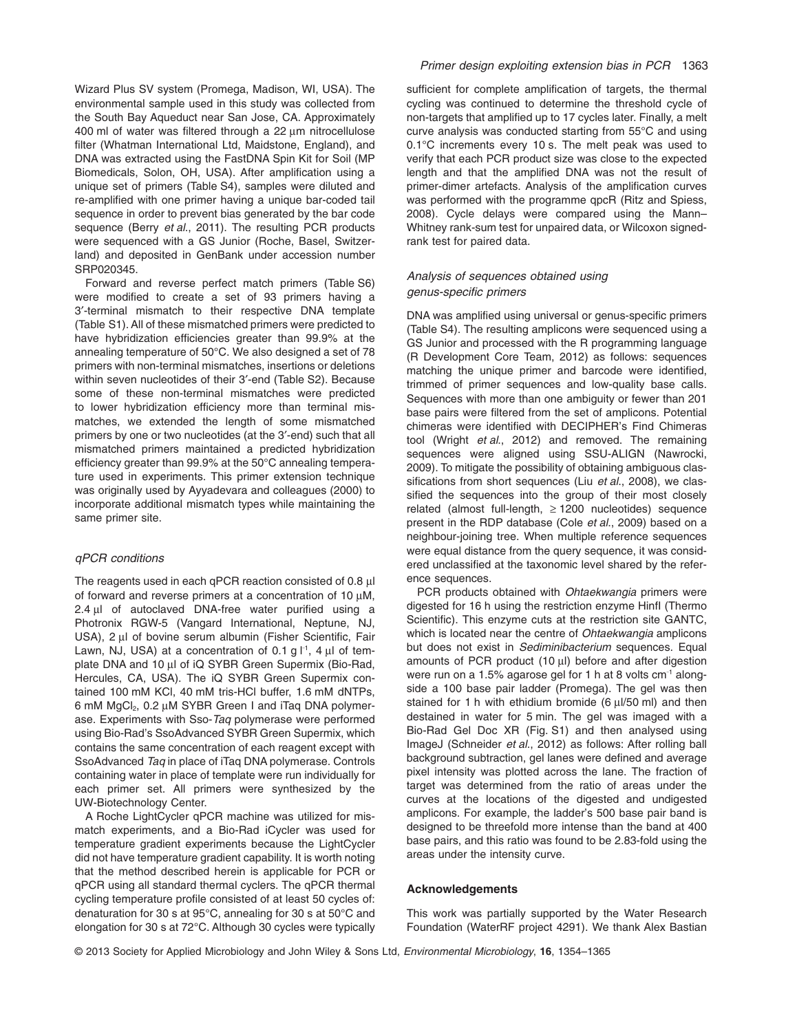Wizard Plus SV system (Promega, Madison, WI, USA). The environmental sample used in this study was collected from the South Bay Aqueduct near San Jose, CA. Approximately 400 ml of water was filtered through a 22 μm nitrocellulose filter (Whatman International Ltd, Maidstone, England), and DNA was extracted using the FastDNA Spin Kit for Soil (MP Biomedicals, Solon, OH, USA). After amplification using a unique set of primers (Table S4), samples were diluted and re-amplified with one primer having a unique bar-coded tail sequence in order to prevent bias generated by the bar code sequence (Berry *et al*., 2011). The resulting PCR products were sequenced with a GS Junior (Roche, Basel, Switzerland) and deposited in GenBank under accession number SRP020345.

Forward and reverse perfect match primers (Table S6) were modified to create a set of 93 primers having a 3′-terminal mismatch to their respective DNA template (Table S1). All of these mismatched primers were predicted to have hybridization efficiencies greater than 99.9% at the annealing temperature of 50°C. We also designed a set of 78 primers with non-terminal mismatches, insertions or deletions within seven nucleotides of their 3′-end (Table S2). Because some of these non-terminal mismatches were predicted to lower hybridization efficiency more than terminal mismatches, we extended the length of some mismatched primers by one or two nucleotides (at the 3′-end) such that all mismatched primers maintained a predicted hybridization efficiency greater than 99.9% at the 50°C annealing temperature used in experiments. This primer extension technique was originally used by Ayyadevara and colleagues (2000) to incorporate additional mismatch types while maintaining the same primer site.

### *qPCR conditions*

The reagents used in each qPCR reaction consisted of 0.8 μl of forward and reverse primers at a concentration of 10 μM, 2.4 μl of autoclaved DNA-free water purified using a Photronix RGW-5 (Vangard International, Neptune, NJ, USA), 2 μl of bovine serum albumin (Fisher Scientific, Fair Lawn, NJ, USA) at a concentration of 0.1 g $l^{-1}$, 4 μl of template DNA and 10 μl of iQ SYBR Green Supermix (Bio-Rad, Hercules, CA, USA). The iQ SYBR Green Supermix contained 100 mM KCl, 40 mM tris-HCl buffer, 1.6 mM dNTPs, 6 mM $MgCl_2$, 0.2 μM SYBR Green I and iTaq DNA polymerase. Experiments with Sso-*Taq* polymerase were performed using Bio-Rad's SsoAdvanced SYBR Green Supermix, which contains the same concentration of each reagent except with SsoAdvanced *Taq* in place of iTaq DNA polymerase. Controls containing water in place of template were run individually for each primer set. All primers were synthesized by the UW-Biotechnology Center.

A Roche LightCycler qPCR machine was utilized for mismatch experiments, and a Bio-Rad iCycler was used for temperature gradient experiments because the LightCycler did not have temperature gradient capability. It is worth noting that the method described herein is applicable for PCR or qPCR using all standard thermal cyclers. The qPCR thermal cycling temperature profile consisted of at least 50 cycles of: denaturation for 30 s at 95°C, annealing for 30 s at 50°C and elongation for 30 s at 72°C. Although 30 cycles were typically sufficient for complete amplification of targets, the thermal cycling was continued to determine the threshold cycle of non-targets that amplified up to 17 cycles later. Finally, a melt curve analysis was conducted starting from 55°C and using 0.1°C increments every 10 s. The melt peak was used to verify that each PCR product size was close to the expected length and that the amplified DNA was not the result of primer-dimer artefacts. Analysis of the amplification curves was performed with the programme qpcR (Ritz and Spiess, 2008). Cycle delays were compared using the Mann–Whitney rank-sum test for unpaired data, or Wilcoxon signed-rank test for paired data.

### *Analysis of sequences obtained using genus-specific primers*

DNA was amplified using universal or genus-specific primers (Table S4). The resulting amplicons were sequenced using a GS Junior and processed with the R programming language (R Development Core Team, 2012) as follows: sequences matching the unique primer and barcode were identified, trimmed of primer sequences and low-quality base calls. Sequences with more than one ambiguity or fewer than 201 base pairs were filtered from the set of amplicons. Potential chimeras were identified with DECIPHER's Find Chimeras tool (Wright *et al*., 2012) and removed. The remaining sequences were aligned using SSU-ALIGN (Nawrocki, 2009). To mitigate the possibility of obtaining ambiguous classifications from short sequences (Liu *et al*., 2008), we classified the sequences into the group of their most closely related (almost full-length, ≥ 1200 nucleotides) sequence present in the RDP database (Cole *et al*., 2009) based on a neighbour-joining tree. When multiple reference sequences were equal distance from the query sequence, it was considered unclassified at the taxonomic level shared by the reference sequences.

PCR products obtained with *Ohtaekwangia* primers were digested for 16 h using the restriction enzyme HinfI (Thermo Scientific). This enzyme cuts at the restriction site GANTC, which is located near the centre of *Ohtaekwangia* amplicons but does not exist in *Sediminibacterium* sequences. Equal amounts of PCR product (10 μl) before and after digestion were run on a 1.5% agarose gel for 1 h at 8 volts $cm^{-1}$ alongside a 100 base pair ladder (Promega). The gel was then stained for 1 h with ethidium bromide (6 μl/50 ml) and then destained in water for 5 min. The gel was imaged with a Bio-Rad Gel Doc XR (Fig. S1) and then analysed using ImageJ (Schneider *et al*., 2012) as follows: After rolling ball background subtraction, gel lanes were defined and average pixel intensity was plotted across the lane. The fraction of target was determined from the ratio of areas under the curves at the locations of the digested and undigested amplicons. For example, the ladder's 500 base pair band is designed to be threefold more intense than the band at 400 base pairs, and this ratio was found to be 2.83-fold using the areas under the intensity curve.

## Acknowledgements

This work was partially supported by the Water Research Foundation (WaterRF project 4291). We thank Alex Bastian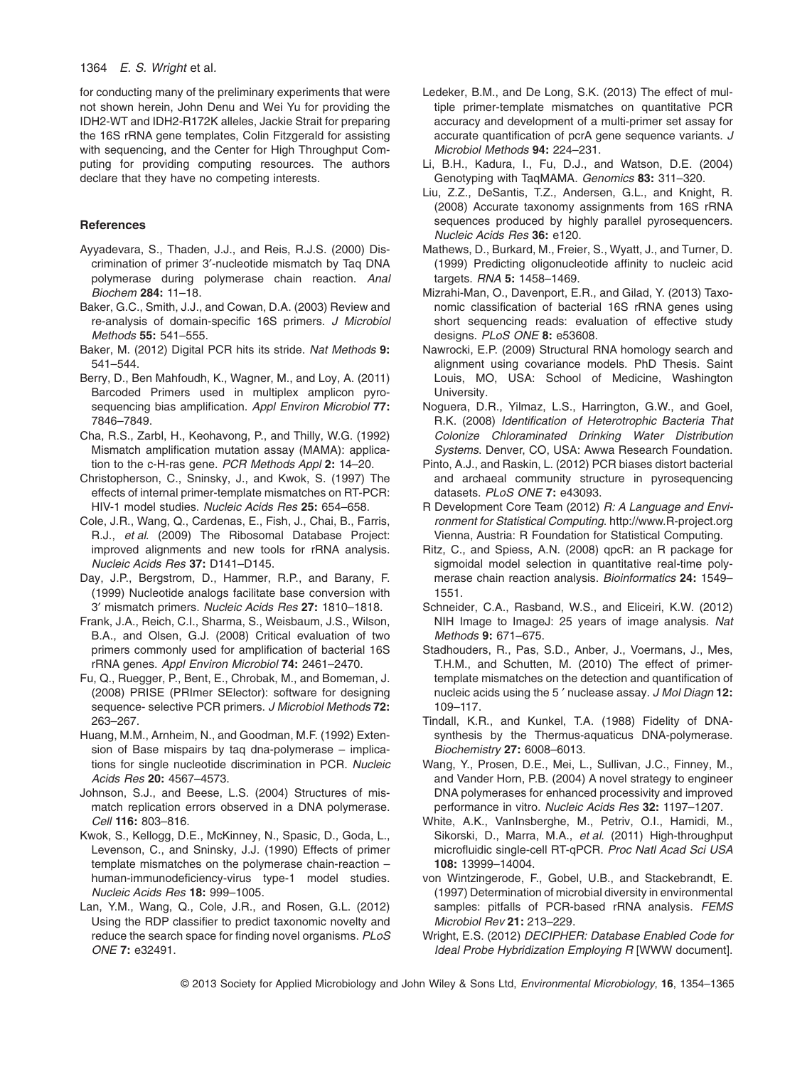for conducting many of the preliminary experiments that were not shown herein, John Denu and Wei Yu for providing the IDH2-WT and IDH2-R172K alleles, Jackie Strait for preparing the 16S rRNA gene templates, Colin Fitzgerald for assisting with sequencing, and the Center for High Throughput Computing for providing computing resources. The authors declare that they have no competing interests.

## References

Ayyadevara, S., Thaden, J.J., and Reis, R.J.S. (2000) Discrimination of primer 3′-nucleotide mismatch by Taq DNA polymerase during polymerase chain reaction. *Anal Biochem* **284:** 11–18.

Baker, G.C., Smith, J.J., and Cowan, D.A. (2003) Review and re-analysis of domain-specific 16S primers. *J Microbiol Methods* **55:** 541–555.

Baker, M. (2012) Digital PCR hits its stride. *Nat Methods* **9:** 541–544.

Berry, D., Ben Mahfoudh, K., Wagner, M., and Loy, A. (2011) Barcoded Primers used in multiplex amplicon pyrosequencing bias amplification. *Appl Environ Microbiol* **77:** 7846–7849.

Cha, R.S., Zarbl, H., Keohavong, P., and Thilly, W.G. (1992) Mismatch amplification mutation assay (MAMA): application to the c-H-ras gene. *PCR Methods Appl* **2:** 14–20.

Christopherson, C., Sninsky, J., and Kwok, S. (1997) The effects of internal primer-template mismatches on RT-PCR: HIV-1 model studies. *Nucleic Acids Res* **25:** 654–658.

Cole, J.R., Wang, Q., Cardenas, E., Fish, J., Chai, B., Farris, R.J., *et al.* (2009) The Ribosomal Database Project: improved alignments and new tools for rRNA analysis. *Nucleic Acids Res* **37:** D141–D145.

Day, J.P., Bergstrom, D., Hammer, R.P., and Barany, F. (1999) Nucleotide analogs facilitate base conversion with 3′ mismatch primers. *Nucleic Acids Res* **27:** 1810–1818.

Frank, J.A., Reich, C.I., Sharma, S., Weisbaum, J.S., Wilson, B.A., and Olsen, G.J. (2008) Critical evaluation of two primers commonly used for amplification of bacterial 16S rRNA genes. *Appl Environ Microbiol* **74:** 2461–2470.

Fu, Q., Ruegger, P., Bent, E., Chrobak, M., and Bomeman, J. (2008) PRISE (PRImer SElector): software for designing sequence- selective PCR primers. *J Microbiol Methods* **72:** 263–267.

Huang, M.M., Arnheim, N., and Goodman, M.F. (1992) Extension of Base mispairs by taq dna-polymerase – implications for single nucleotide discrimination in PCR. *Nucleic Acids Res* **20:** 4567–4573.

Johnson, S.J., and Beese, L.S. (2004) Structures of mismatch replication errors observed in a DNA polymerase. *Cell* **116:** 803–816.

Kwok, S., Kellogg, D.E., McKinney, N., Spasic, D., Goda, L., Levenson, C., and Sninsky, J.J. (1990) Effects of primer template mismatches on the polymerase chain-reaction – human-immunodeficiency-virus type-1 model studies. *Nucleic Acids Res* **18:** 999–1005.

Lan, Y.M., Wang, Q., Cole, J.R., and Rosen, G.L. (2012) Using the RDP classifier to predict taxonomic novelty and reduce the search space for finding novel organisms. *PLoS ONE* **7:** e32491.

Ledeker, B.M., and De Long, S.K. (2013) The effect of multiple primer-template mismatches on quantitative PCR accuracy and development of a multi-primer set assay for accurate quantification of pcrA gene sequence variants. *J Microbiol Methods* **94:** 224–231.

Li, B.H., Kadura, I., Fu, D.J., and Watson, D.E. (2004) Genotyping with TaqMAMA. *Genomics* **83:** 311–320.

Liu, Z.Z., DeSantis, T.Z., Andersen, G.L., and Knight, R. (2008) Accurate taxonomy assignments from 16S rRNA sequences produced by highly parallel pyrosequencers. *Nucleic Acids Res* **36:** e120.

Mathews, D., Burkard, M., Freier, S., Wyatt, J., and Turner, D. (1999) Predicting oligonucleotide affinity to nucleic acid targets. *RNA* **5:** 1458–1469.

Mizrahi-Man, O., Davenport, E.R., and Gilad, Y. (2013) Taxonomic classification of bacterial 16S rRNA genes using short sequencing reads: evaluation of effective study designs. *PLoS ONE* **8:** e53608.

Nawrocki, E.P. (2009) Structural RNA homology search and alignment using covariance models. PhD Thesis. Saint Louis, MO, USA: School of Medicine, Washington University.

Noguera, D.R., Yilmaz, L.S., Harrington, G.W., and Goel, R.K. (2008) *Identification of Heterotrophic Bacteria That Colonize Chloraminated Drinking Water Distribution Systems*. Denver, CO, USA: Awwa Research Foundation.

Pinto, A.J., and Raskin, L. (2012) PCR biases distort bacterial and archaeal community structure in pyrosequencing datasets. *PLoS ONE* **7:** e43093.

R Development Core Team (2012) *R: A Language and Environment for Statistical Computing*. http://www.R-project.org Vienna, Austria: R Foundation for Statistical Computing.

Ritz, C., and Spiess, A.N. (2008) qpcR: an R package for sigmoidal model selection in quantitative real-time polymerase chain reaction analysis. *Bioinformatics* **24:** 1549–1551.

Schneider, C.A., Rasband, W.S., and Eliceiri, K.W. (2012) NIH Image to ImageJ: 25 years of image analysis. *Nat Methods* **9:** 671–675.

Stadhouders, R., Pas, S.D., Anber, J., Voermans, J., Mes, T.H.M., and Schutten, M. (2010) The effect of primer-template mismatches on the detection and quantification of nucleic acids using the 5′ nuclease assay. *J Mol Diagn* **12:** 109–117.

Tindall, K.R., and Kunkel, T.A. (1988) Fidelity of DNA-synthesis by the Thermus-aquaticus DNA-polymerase. *Biochemistry* **27:** 6008–6013.

Wang, Y., Prosen, D.E., Mei, L., Sullivan, J.C., Finney, M., and Vander Horn, P.B. (2004) A novel strategy to engineer DNA polymerases for enhanced processivity and improved performance in vitro. *Nucleic Acids Res* **32:** 1197–1207.

White, A.K., VanInsberghe, M., Petriv, O.I., Hamidi, M., Sikorski, D., Marra, M.A., *et al.* (2011) High-throughput microfluidic single-cell RT-qPCR. *Proc Natl Acad Sci USA* **108:** 13999–14004.

von Wintzingerode, F., Gobel, U.B., and Stackebrandt, E. (1997) Determination of microbial diversity in environmental samples: pitfalls of PCR-based rRNA analysis. *FEMS Microbiol Rev* **21:** 213–229.

Wright, E.S. (2012) *DECIPHER: Database Enabled Code for Ideal Probe Hybridization Employing R* [WWW document].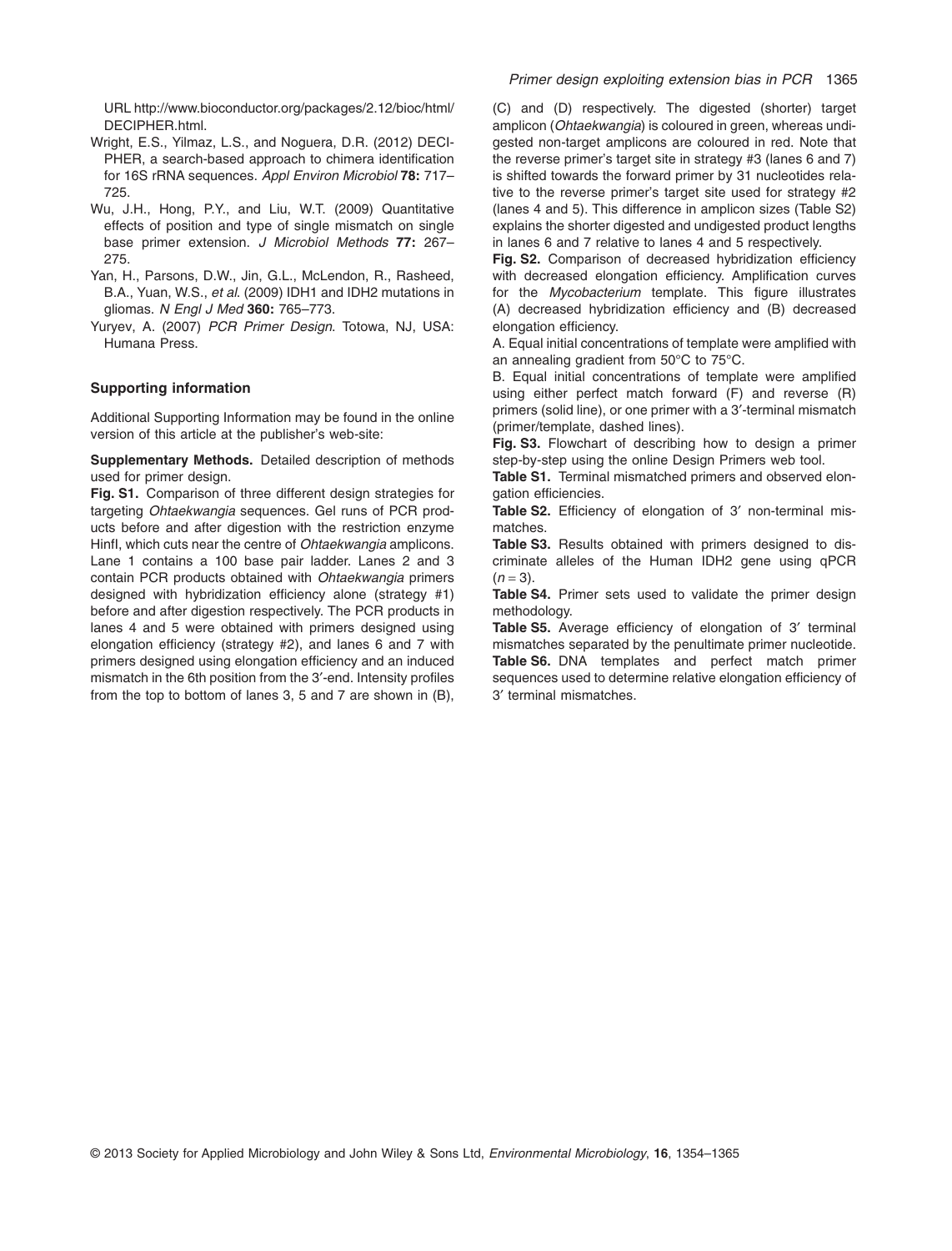URL http://www.bioconductor.org/packages/2.12/bioc/html/DECIPHER.html.

Wright, E.S., Yilmaz, L.S., and Noguera, D.R. (2012) DECIPHER, a search-based approach to chimera identification for 16S rRNA sequences. *Appl Environ Microbiol* **78:** 717–725.

Wu, J.H., Hong, P.Y., and Liu, W.T. (2009) Quantitative effects of position and type of single mismatch on single base primer extension. *J Microbiol Methods* **77:** 267–275.

Yan, H., Parsons, D.W., Jin, G.L., McLendon, R., Rasheed, B.A., Yuan, W.S., *et al.* (2009) IDH1 and IDH2 mutations in gliomas. *N Engl J Med* **360:** 765–773.

Yuryev, A. (2007) *PCR Primer Design*. Totowa, NJ, USA: Humana Press.

### Supporting information

Additional Supporting Information may be found in the online version of this article at the publisher's web-site:

**Supplementary Methods.** Detailed description of methods used for primer design.

**Fig. S1.** Comparison of three different design strategies for targeting *Ohtaekwangia* sequences. Gel runs of PCR products before and after digestion with the restriction enzyme HinfI, which cuts near the centre of *Ohtaekwangia* amplicons. Lane 1 contains a 100 base pair ladder. Lanes 2 and 3 contain PCR products obtained with *Ohtaekwangia* primers designed with hybridization efficiency alone (strategy #1) before and after digestion respectively. The PCR products in lanes 4 and 5 were obtained with primers designed using elongation efficiency (strategy #2), and lanes 6 and 7 with primers designed using elongation efficiency and an induced mismatch in the 6th position from the 3′-end. Intensity profiles from the top to bottom of lanes 3, 5 and 7 are shown in (B), (C) and (D) respectively. The digested (shorter) target amplicon (*Ohtaekwangia*) is coloured in green, whereas undigested non-target amplicons are coloured in red. Note that the reverse primer's target site in strategy #3 (lanes 6 and 7) is shifted towards the forward primer by 31 nucleotides relative to the reverse primer's target site used for strategy #2 (lanes 4 and 5). This difference in amplicon sizes (Table S2) explains the shorter digested and undigested product lengths in lanes 6 and 7 relative to lanes 4 and 5 respectively.

**Fig. S2.** Comparison of decreased hybridization efficiency with decreased elongation efficiency. Amplification curves for the *Mycobacterium* template. This figure illustrates (A) decreased hybridization efficiency and (B) decreased elongation efficiency.

A. Equal initial concentrations of template were amplified with an annealing gradient from 50°C to 75°C.

B. Equal initial concentrations of template were amplified using either perfect match forward (F) and reverse (R) primers (solid line), or one primer with a 3′-terminal mismatch (primer/template, dashed lines).

**Fig. S3.** Flowchart of describing how to design a primer step-by-step using the online Design Primers web tool.

**Table S1.** Terminal mismatched primers and observed elongation efficiencies.

**Table S2.** Efficiency of elongation of 3′ non-terminal mismatches.

**Table S3.** Results obtained with primers designed to discriminate alleles of the Human IDH2 gene using qPCR ($n = 3$).

**Table S4.** Primer sets used to validate the primer design methodology.

**Table S5.** Average efficiency of elongation of 3′ terminal mismatches separated by the penultimate primer nucleotide.

**Table S6.** DNA templates and perfect match primer sequences used to determine relative elongation efficiency of 3′ terminal mismatches.